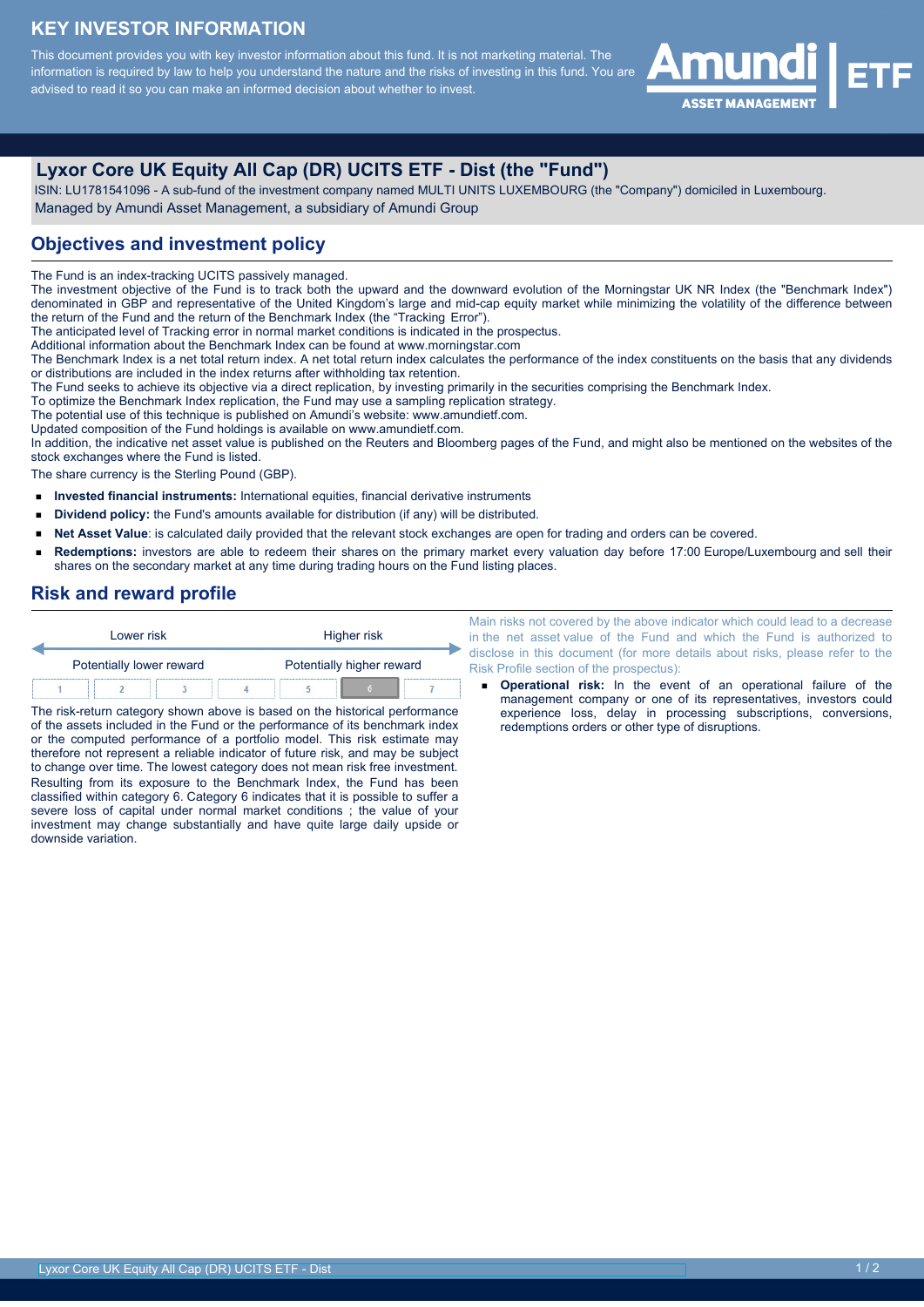# KEY INVESTOR INFORMATION

This document provides you with key investor information about this fund. It is not marketing material. The information is required by law to help you understand the nature and the risks of investing in this fund. You are advised to read it so you can make an informed decision about whether to invest.

Amundi ASSET MANAGEMENT | ETF

## Lyxor Core UK Equity All Cap (DR) UCITS ETF - Dist (the "Fund")

ISIN: LU1781541096 - A sub-fund of the investment company named MULTI UNITS LUXEMBOURG (the "Company") domiciled in Luxembourg.
Managed by Amundi Asset Management, a subsidiary of Amundi Group

## Objectives and investment policy

The Fund is an index-tracking UCITS passively managed.
The investment objective of the Fund is to track both the upward and the downward evolution of the Morningstar UK NR Index (the "Benchmark Index") denominated in GBP and representative of the United Kingdom's large and mid-cap equity market while minimizing the volatility of the difference between the return of the Fund and the return of the Benchmark Index (the "Tracking Error").
The anticipated level of Tracking error in normal market conditions is indicated in the prospectus.
Additional information about the Benchmark Index can be found at www.morningstar.com
The Benchmark Index is a net total return index. A net total return index calculates the performance of the index constituents on the basis that any dividends or distributions are included in the index returns after withholding tax retention.
The Fund seeks to achieve its objective via a direct replication, by investing primarily in the securities comprising the Benchmark Index.
To optimize the Benchmark Index replication, the Fund may use a sampling replication strategy.
The potential use of this technique is published on Amundi's website: www.amundietf.com.
Updated composition of the Fund holdings is available on www.amundietf.com.
In addition, the indicative net asset value is published on the Reuters and Bloomberg pages of the Fund, and might also be mentioned on the websites of the stock exchanges where the Fund is listed.
The share currency is the Sterling Pound (GBP).

- **Invested financial instruments:** International equities, financial derivative instruments
- **Dividend policy:** the Fund's amounts available for distribution (if any) will be distributed.
- **Net Asset Value**: is calculated daily provided that the relevant stock exchanges are open for trading and orders can be covered.
- **Redemptions:** investors are able to redeem their shares on the primary market every valuation day before 17:00 Europe/Luxembourg and sell their shares on the secondary market at any time during trading hours on the Fund listing places.

## Risk and reward profile

| Lower risk | | | | | | Higher risk |
|---|---|---|---|---|---|---|
| Potentially lower reward | | | | | | Potentially higher reward |
| 1 | 2 | 3 | 4 | 5 | **6** | 7 |

The risk-return category shown above is based on the historical performance of the assets included in the Fund or the performance of its benchmark index or the computed performance of a portfolio model. This risk estimate may therefore not represent a reliable indicator of future risk, and may be subject to change over time. The lowest category does not mean risk free investment.
Resulting from its exposure to the Benchmark Index, the Fund has been classified within category 6. Category 6 indicates that it is possible to suffer a severe loss of capital under normal market conditions ; the value of your investment may change substantially and have quite large daily upside or downside variation.

Main risks not covered by the above indicator which could lead to a decrease in the net asset value of the Fund and which the Fund is authorized to disclose in this document (for more details about risks, please refer to the Risk Profile section of the prospectus):

- **Operational risk:** In the event of an operational failure of the management company or one of its representatives, investors could experience loss, delay in processing subscriptions, conversions, redemptions orders or other type of disruptions.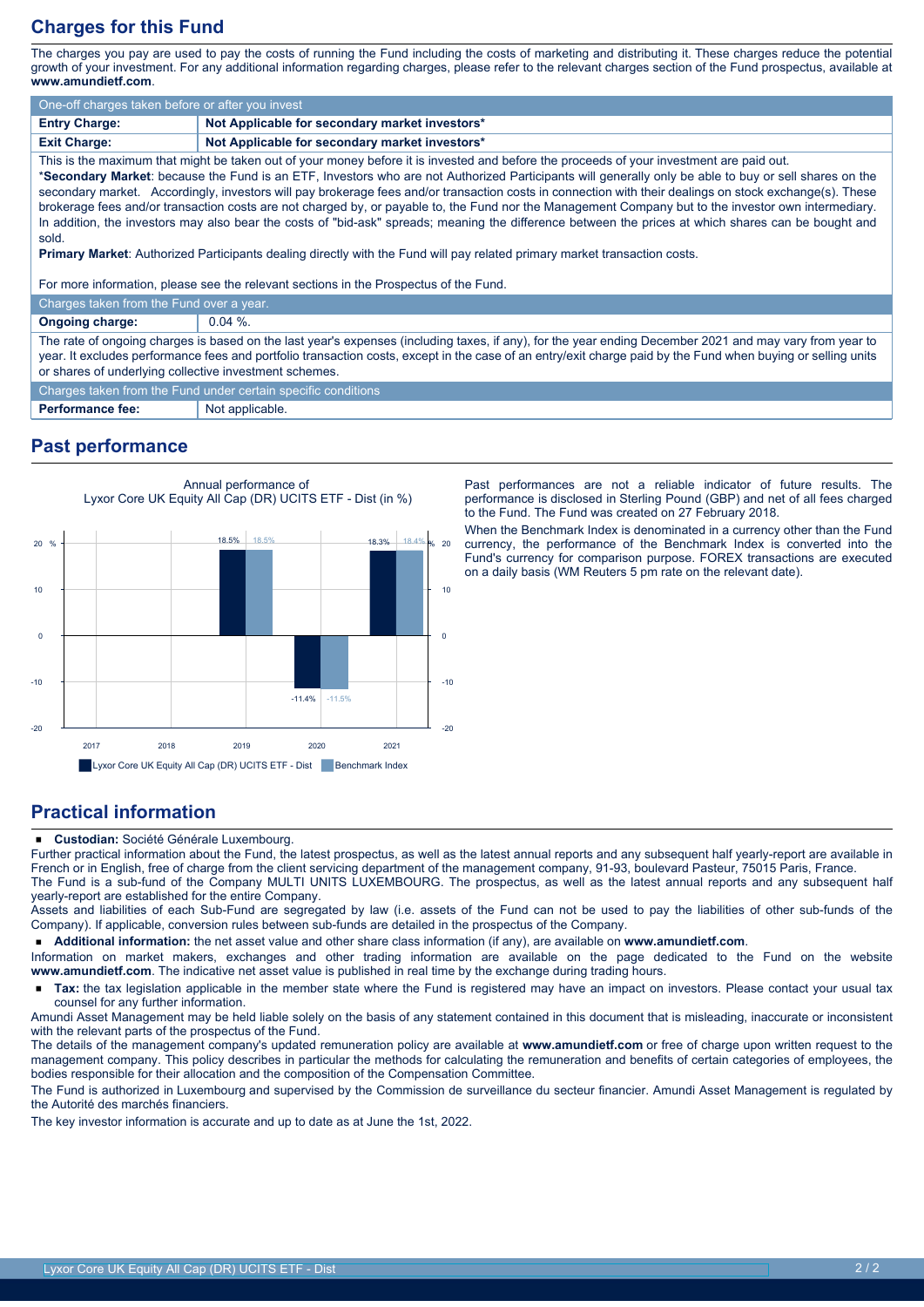## Charges for this Fund

The charges you pay are used to pay the costs of running the Fund including the costs of marketing and distributing it. These charges reduce the potential growth of your investment. For any additional information regarding charges, please refer to the relevant charges section of the Fund prospectus, available at **www.amundietf.com**.

| One-off charges taken before or after you invest | |
|---|---|
| **Entry Charge:** | **Not Applicable for secondary market investors*** |
| **Exit Charge:** | **Not Applicable for secondary market investors*** |

This is the maximum that might be taken out of your money before it is invested and before the proceeds of your investment are paid out.

*__Secondary Market__: because the Fund is an ETF, Investors who are not Authorized Participants will generally only be able to buy or sell shares on the secondary market. Accordingly, investors will pay brokerage fees and/or transaction costs in connection with their dealings on stock exchange(s). These brokerage fees and/or transaction costs are not charged by, or payable to, the Fund nor the Management Company but to the investor own intermediary. In addition, the investors may also bear the costs of "bid-ask" spreads; meaning the difference between the prices at which shares can be bought and sold.

**Primary Market**: Authorized Participants dealing directly with the Fund will pay related primary market transaction costs.

For more information, please see the relevant sections in the Prospectus of the Fund.

| Charges taken from the Fund over a year. | |
|---|---|
| **Ongoing charge:** | 0.04 %. |

The rate of ongoing charges is based on the last year's expenses (including taxes, if any), for the year ending December 2021 and may vary from year to year. It excludes performance fees and portfolio transaction costs, except in the case of an entry/exit charge paid by the Fund when buying or selling units or shares of underlying collective investment schemes.

| Charges taken from the Fund under certain specific conditions | |
|---|---|
| **Performance fee:** | Not applicable. |

## Past performance

Annual performance of
Lyxor Core UK Equity All Cap (DR) UCITS ETF - Dist (in %)

18.5% 18.5%
-11.4% -11.5%
18.3% 18.4%

2017 2018 2019 2020 2021

Lyxor Core UK Equity All Cap (DR) UCITS ETF - Dist
Benchmark Index

Past performances are not a reliable indicator of future results. The performance is disclosed in Sterling Pound (GBP) and net of all fees charged to the Fund. The Fund was created on 27 February 2018.

When the Benchmark Index is denominated in a currency other than the Fund currency, the performance of the Benchmark Index is converted into the Fund's currency for comparison purpose. FOREX transactions are executed on a daily basis (WM Reuters 5 pm rate on the relevant date).

## Practical information

- **Custodian:** Société Générale Luxembourg.

Further practical information about the Fund, the latest prospectus, as well as the latest annual reports and any subsequent half yearly-report are available in French or in English, free of charge from the client servicing department of the management company, 91-93, boulevard Pasteur, 75015 Paris, France.

The Fund is a sub-fund of the Company MULTI UNITS LUXEMBOURG. The prospectus, as well as the latest annual reports and any subsequent half yearly-report are established for the entire Company.

Assets and liabilities of each Sub-Fund are segregated by law (i.e. assets of the Fund can not be used to pay the liabilities of other sub-funds of the Company). If applicable, conversion rules between sub-funds are detailed in the prospectus of the Company.

- **Additional information:** the net asset value and other share class information (if any), are available on **www.amundietf.com**.

Information on market makers, exchanges and other trading information are available on the page dedicated to the Fund on the website **www.amundietf.com**. The indicative net asset value is published in real time by the exchange during trading hours.

- **Tax:** the tax legislation applicable in the member state where the Fund is registered may have an impact on investors. Please contact your usual tax counsel for any further information.

Amundi Asset Management may be held liable solely on the basis of any statement contained in this document that is misleading, inaccurate or inconsistent with the relevant parts of the prospectus of the Fund.

The details of the management company's updated remuneration policy are available at **www.amundietf.com** or free of charge upon written request to the management company. This policy describes in particular the methods for calculating the remuneration and benefits of certain categories of employees, the bodies responsible for their allocation and the composition of the Compensation Committee.

The Fund is authorized in Luxembourg and supervised by the Commission de surveillance du secteur financier. Amundi Asset Management is regulated by the Autorité des marchés financiers.

The key investor information is accurate and up to date as at June the 1st, 2022.